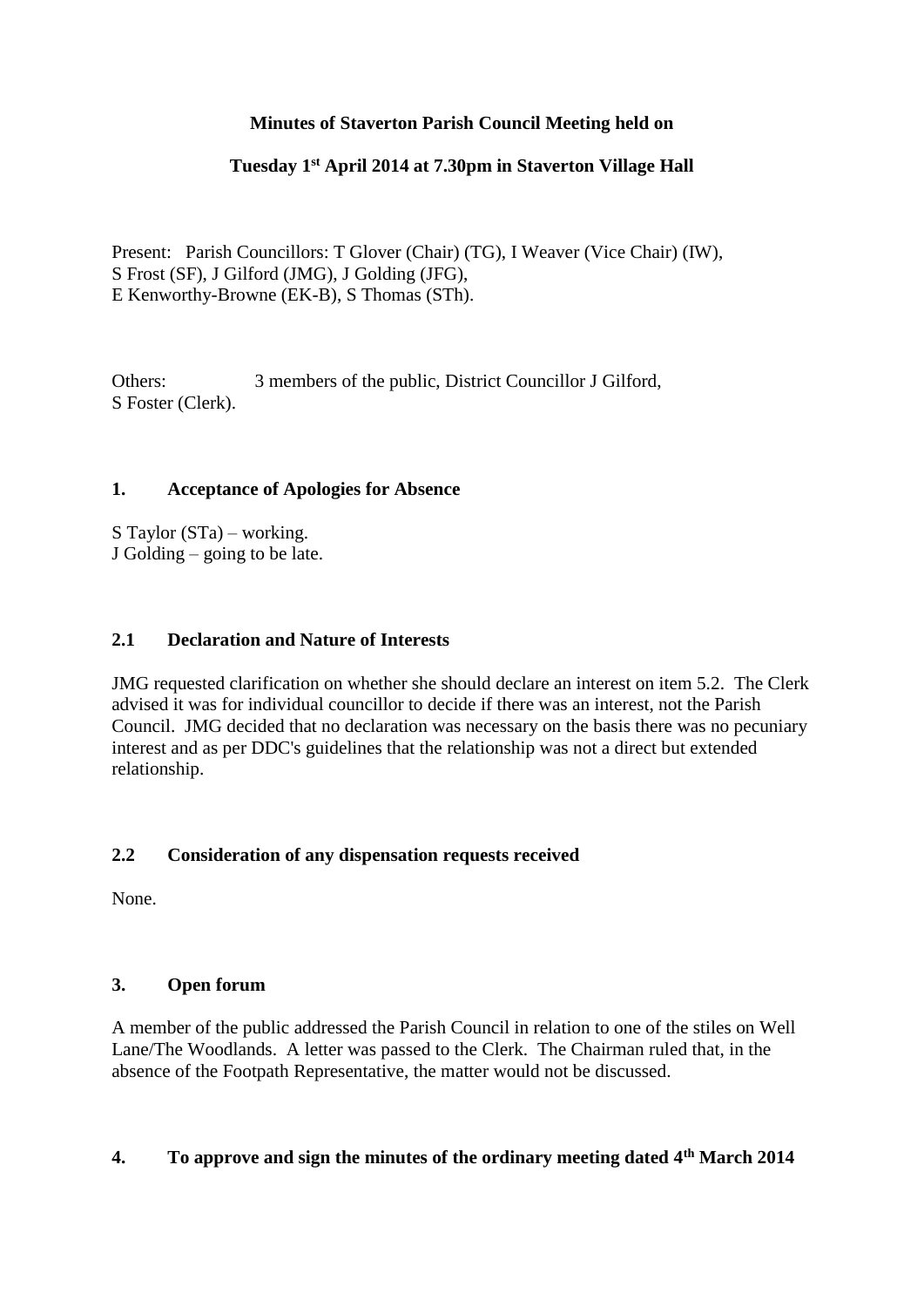**Minutes of Staverton Parish Council Meeting held on**

**Tuesday 1st April 2014 at 7.30pm in Staverton Village Hall**

Present: Parish Councillors: T Glover (Chair) (TG), I Weaver (Vice Chair) (IW), S Frost (SF), J Gilford (JMG), J Golding (JFG), E Kenworthy-Browne (EK-B), S Thomas (STh).

Others: 3 members of the public, District Councillor J Gilford, S Foster (Clerk).

## 1. Acceptance of Apologies for Absence

S Taylor (STa) – working.
J Golding – going to be late.

## 2.1 Declaration and Nature of Interests

JMG requested clarification on whether she should declare an interest on item 5.2. The Clerk advised it was for individual councillor to decide if there was an interest, not the Parish Council. JMG decided that no declaration was necessary on the basis there was no pecuniary interest and as per DDC's guidelines that the relationship was not a direct but extended relationship.

## 2.2 Consideration of any dispensation requests received

None.

## 3. Open forum

A member of the public addressed the Parish Council in relation to one of the stiles on Well Lane/The Woodlands. A letter was passed to the Clerk. The Chairman ruled that, in the absence of the Footpath Representative, the matter would not be discussed.

## 4. To approve and sign the minutes of the ordinary meeting dated 4th March 2014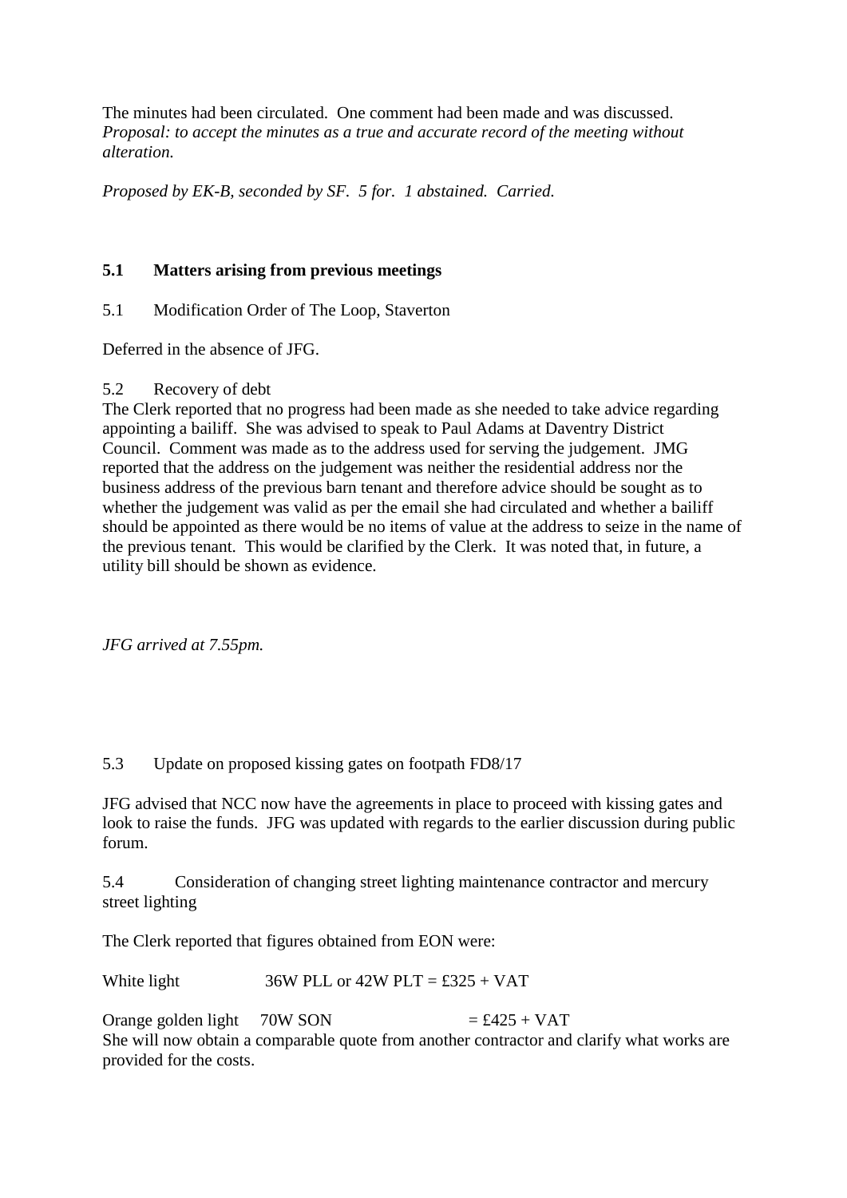The minutes had been circulated. One comment had been made and was discussed. *Proposal: to accept the minutes as a true and accurate record of the meeting without alteration.*

*Proposed by EK-B, seconded by SF. 5 for. 1 abstained. Carried.*

**5.1 Matters arising from previous meetings**

5.1 Modification Order of The Loop, Staverton

Deferred in the absence of JFG.

5.2 Recovery of debt

The Clerk reported that no progress had been made as she needed to take advice regarding appointing a bailiff. She was advised to speak to Paul Adams at Daventry District Council. Comment was made as to the address used for serving the judgement. JMG reported that the address on the judgement was neither the residential address nor the business address of the previous barn tenant and therefore advice should be sought as to whether the judgement was valid as per the email she had circulated and whether a bailiff should be appointed as there would be no items of value at the address to seize in the name of the previous tenant. This would be clarified by the Clerk. It was noted that, in future, a utility bill should be shown as evidence.

*JFG arrived at 7.55pm.*

5.3 Update on proposed kissing gates on footpath FD8/17

JFG advised that NCC now have the agreements in place to proceed with kissing gates and look to raise the funds. JFG was updated with regards to the earlier discussion during public forum.

5.4 Consideration of changing street lighting maintenance contractor and mercury street lighting

The Clerk reported that figures obtained from EON were:

White light 36W PLL or 42W PLT = £325 + VAT

Orange golden light 70W SON = £425 + VAT

She will now obtain a comparable quote from another contractor and clarify what works are provided for the costs.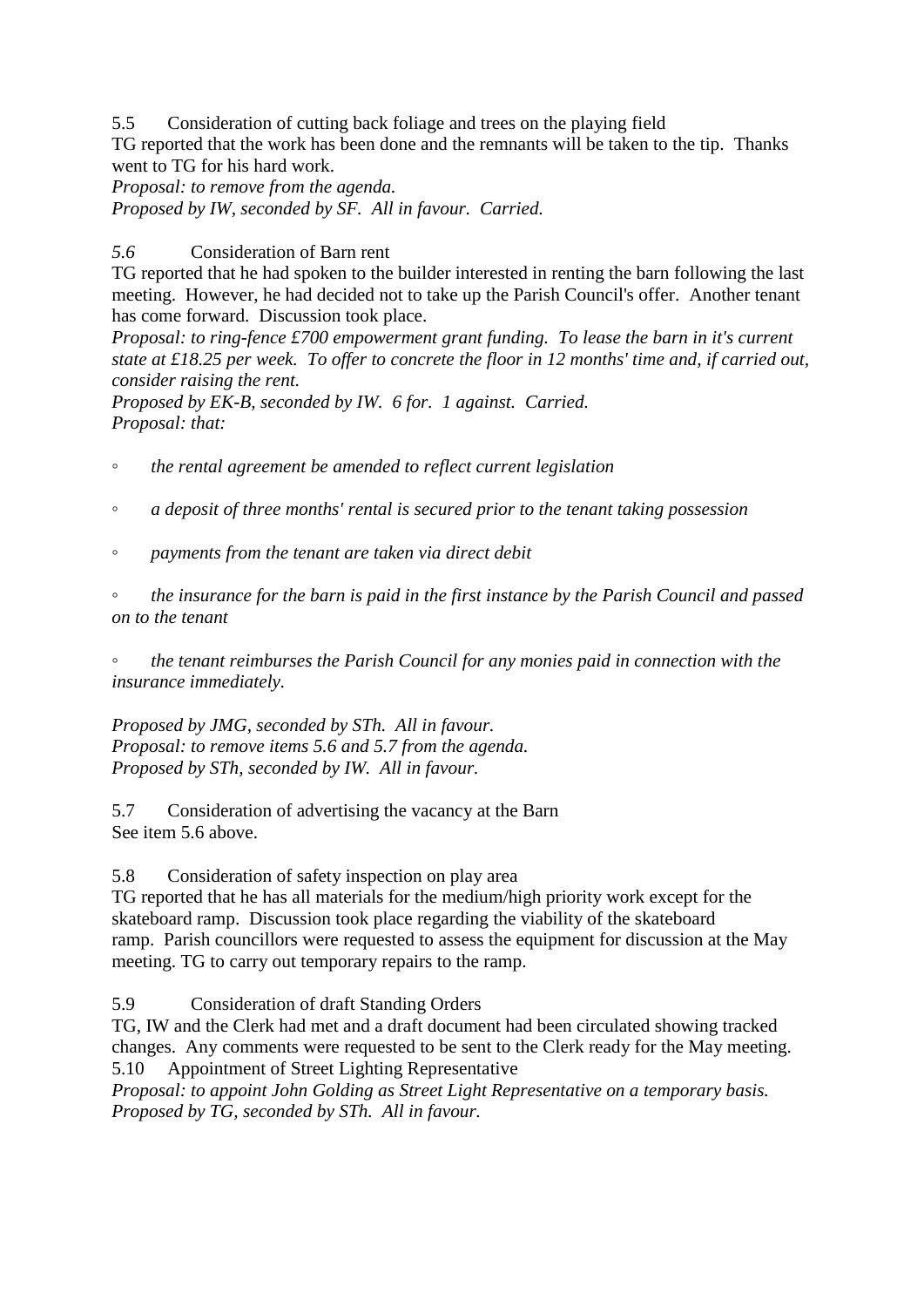5.5 Consideration of cutting back foliage and trees on the playing field

TG reported that the work has been done and the remnants will be taken to the tip. Thanks went to TG for his hard work.

*Proposal: to remove from the agenda.*
*Proposed by IW, seconded by SF. All in favour. Carried.*

*5.6* Consideration of Barn rent

TG reported that he had spoken to the builder interested in renting the barn following the last meeting. However, he had decided not to take up the Parish Council's offer. Another tenant has come forward. Discussion took place.

*Proposal: to ring-fence £700 empowerment grant funding. To lease the barn in it's current state at £18.25 per week. To offer to concrete the floor in 12 months' time and, if carried out, consider raising the rent.*
*Proposed by EK-B, seconded by IW. 6 for. 1 against. Carried.*
*Proposal: that:*

- *the rental agreement be amended to reflect current legislation*
- *a deposit of three months' rental is secured prior to the tenant taking possession*
- *payments from the tenant are taken via direct debit*
- *the insurance for the barn is paid in the first instance by the Parish Council and passed on to the tenant*
- *the tenant reimburses the Parish Council for any monies paid in connection with the insurance immediately.*

*Proposed by JMG, seconded by STh. All in favour.*
*Proposal: to remove items 5.6 and 5.7 from the agenda.*
*Proposed by STh, seconded by IW. All in favour.*

5.7 Consideration of advertising the vacancy at the Barn

See item 5.6 above.

5.8 Consideration of safety inspection on play area

TG reported that he has all materials for the medium/high priority work except for the skateboard ramp. Discussion took place regarding the viability of the skateboard ramp. Parish councillors were requested to assess the equipment for discussion at the May meeting. TG to carry out temporary repairs to the ramp.

5.9 Consideration of draft Standing Orders

TG, IW and the Clerk had met and a draft document had been circulated showing tracked changes. Any comments were requested to be sent to the Clerk ready for the May meeting.

5.10 Appointment of Street Lighting Representative

*Proposal: to appoint John Golding as Street Light Representative on a temporary basis.*
*Proposed by TG, seconded by STh. All in favour.*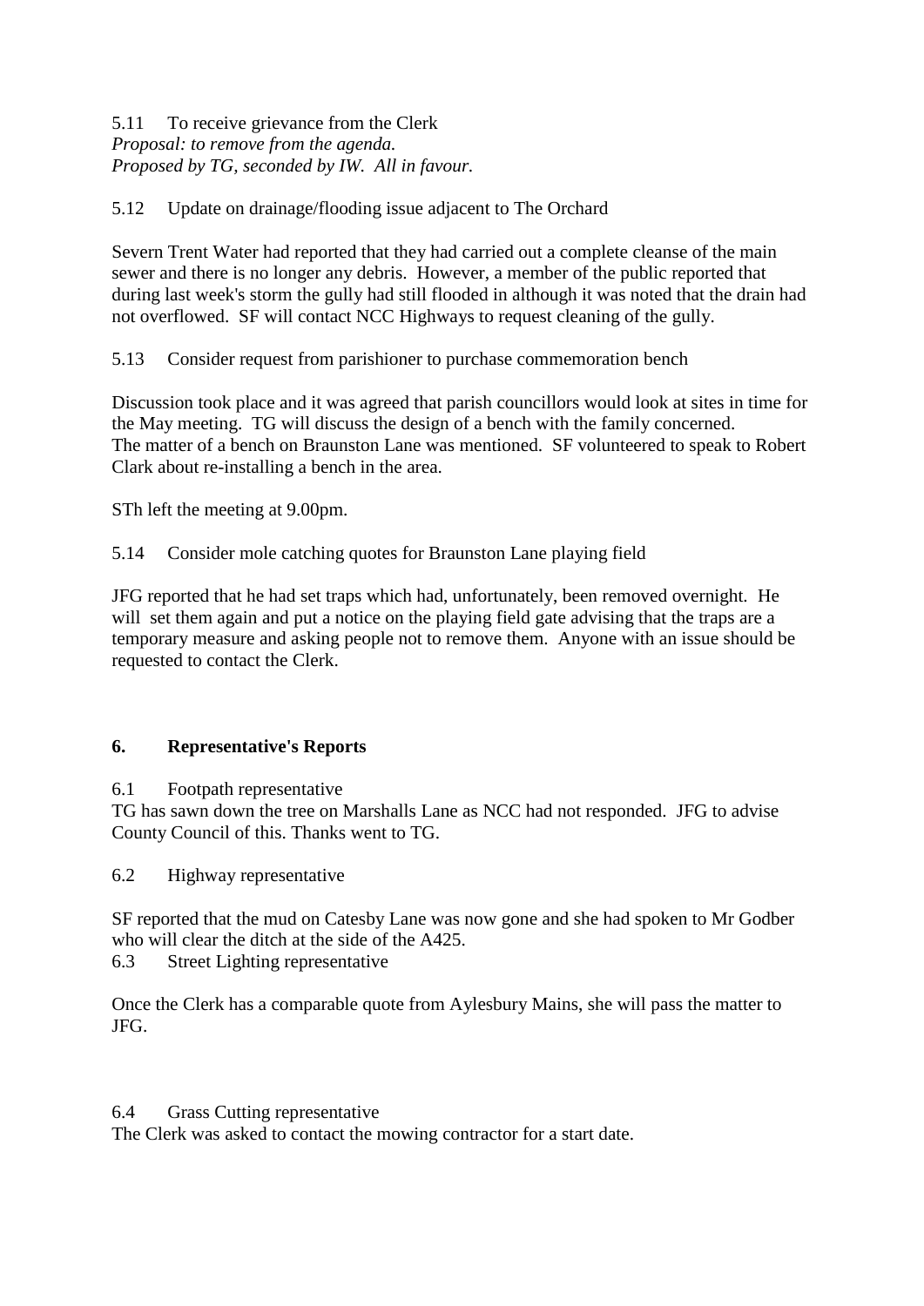5.11 To receive grievance from the Clerk
*Proposal: to remove from the agenda.*
*Proposed by TG, seconded by IW. All in favour.*

5.12 Update on drainage/flooding issue adjacent to The Orchard

Severn Trent Water had reported that they had carried out a complete cleanse of the main sewer and there is no longer any debris. However, a member of the public reported that during last week's storm the gully had still flooded in although it was noted that the drain had not overflowed. SF will contact NCC Highways to request cleaning of the gully.

5.13 Consider request from parishioner to purchase commemoration bench

Discussion took place and it was agreed that parish councillors would look at sites in time for the May meeting. TG will discuss the design of a bench with the family concerned.
The matter of a bench on Braunston Lane was mentioned. SF volunteered to speak to Robert Clark about re-installing a bench in the area.

STh left the meeting at 9.00pm.

5.14 Consider mole catching quotes for Braunston Lane playing field

JFG reported that he had set traps which had, unfortunately, been removed overnight. He will set them again and put a notice on the playing field gate advising that the traps are a temporary measure and asking people not to remove them. Anyone with an issue should be requested to contact the Clerk.

## 6. Representative's Reports

6.1 Footpath representative
TG has sawn down the tree on Marshalls Lane as NCC had not responded. JFG to advise County Council of this. Thanks went to TG.

6.2 Highway representative

SF reported that the mud on Catesby Lane was now gone and she had spoken to Mr Godber who will clear the ditch at the side of the A425.

6.3 Street Lighting representative

Once the Clerk has a comparable quote from Aylesbury Mains, she will pass the matter to JFG.

6.4 Grass Cutting representative
The Clerk was asked to contact the mowing contractor for a start date.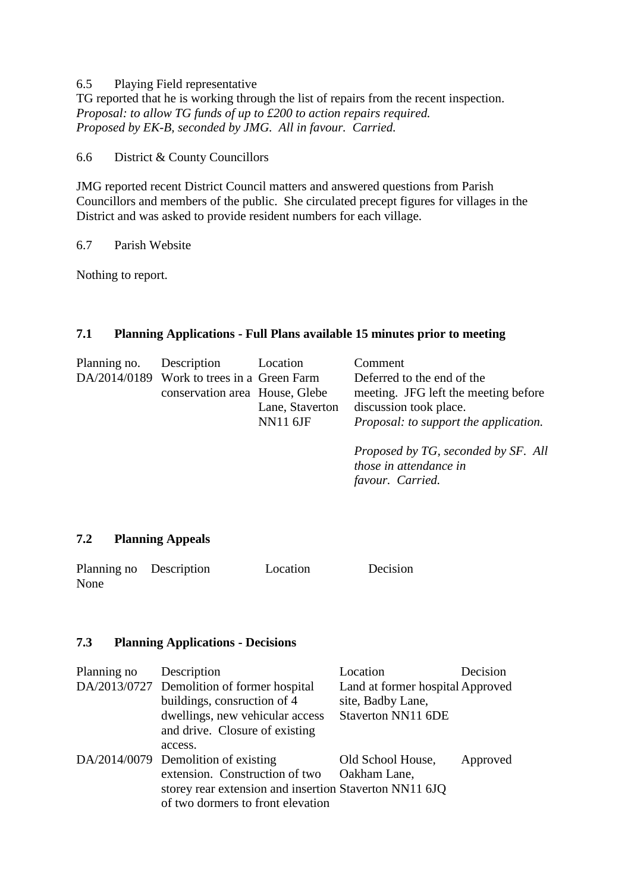6.5 Playing Field representative

TG reported that he is working through the list of repairs from the recent inspection.
*Proposal: to allow TG funds of up to £200 to action repairs required.*
*Proposed by EK-B, seconded by JMG. All in favour. Carried.*

6.6 District & County Councillors

JMG reported recent District Council matters and answered questions from Parish Councillors and members of the public. She circulated precept figures for villages in the District and was asked to provide resident numbers for each village.

6.7 Parish Website

Nothing to report.

**7.1 Planning Applications - Full Plans available 15 minutes prior to meeting**

| Planning no. | Description | Location | Comment |
|---|---|---|---|
| DA/2014/0189 | Work to trees in a conservation area | Green Farm House, Glebe Lane, Staverton NN11 6JF | Deferred to the end of the meeting. JFG left the meeting before discussion took place. *Proposal: to support the application.* *Proposed by TG, seconded by SF. All those in attendance in favour. Carried.* |

**7.2 Planning Appeals**

| Planning no | Description | Location | Decision |
|---|---|---|---|
| None | | | |

**7.3 Planning Applications - Decisions**

| Planning no | Description | Location | Decision |
|---|---|---|---|
| DA/2013/0727 | Demolition of former hospital buildings, consruction of 4 dwellings, new vehicular access and drive. Closure of existing access. | Land at former hospital site, Badby Lane, Staverton NN11 6DE | Approved |
| DA/2014/0079 | Demolition of existing extension. Construction of two storey rear extension and insertion of two dormers to front elevation | Old School House, Oakham Lane, Staverton NN11 6JQ | Approved |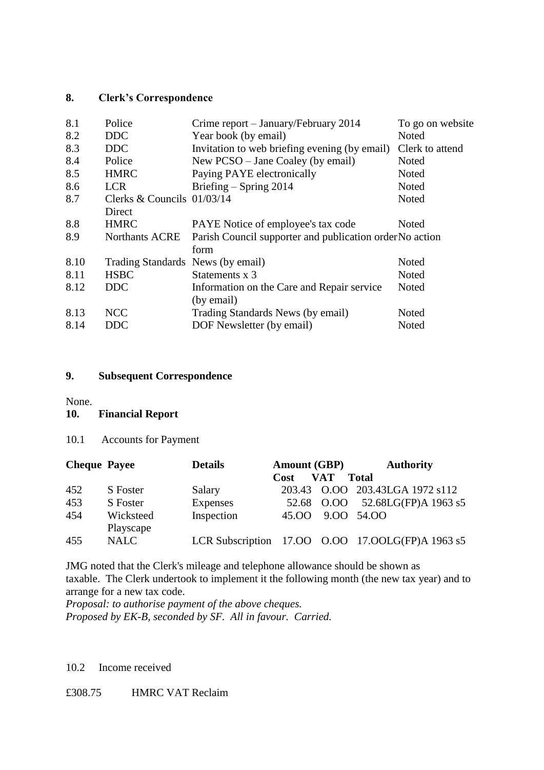## 8. Clerk's Correspondence

| | | | |
|---|---|---|---|
| 8.1 | Police | Crime report – January/February 2014 | To go on website |
| 8.2 | DDC | Year book (by email) | Noted |
| 8.3 | DDC | Invitation to web briefing evening (by email) | Clerk to attend |
| 8.4 | Police | New PCSO – Jane Coaley (by email) | Noted |
| 8.5 | HMRC | Paying PAYE electronically | Noted |
| 8.6 | LCR | Briefing – Spring 2014 | Noted |
| 8.7 | Clerks & Councils Direct | 01/03/14 | Noted |
| 8.8 | HMRC | PAYE Notice of employee's tax code | Noted |
| 8.9 | Northants ACRE | Parish Council supporter and publication order form | No action |
| 8.10 | Trading Standards | News (by email) | Noted |
| 8.11 | HSBC | Statements x 3 | Noted |
| 8.12 | DDC | Information on the Care and Repair service (by email) | Noted |
| 8.13 | NCC | Trading Standards News (by email) | Noted |
| 8.14 | DDC | DOF Newsletter (by email) | Noted |

## 9. Subsequent Correspondence

None.

## 10. Financial Report

10.1 Accounts for Payment

| Cheque | Payee | Details | Amount (GBP) Cost | VAT | Total | Authority |
|---|---|---|---|---|---|---|
| 452 | S Foster | Salary | 203.43 | O.OO | 203.43 | LGA 1972 s112 |
| 453 | S Foster | Expenses | 52.68 | O.OO | 52.68 | LG(FP)A 1963 s5 |
| 454 | Wicksteed Playscape | Inspection | 45.OO | 9.OO | 54.OO | |
| 455 | NALC | LCR Subscription | 17.OO | O.OO | 17.OO | LG(FP)A 1963 s5 |

JMG noted that the Clerk's mileage and telephone allowance should be shown as taxable. The Clerk undertook to implement it the following month (the new tax year) and to arrange for a new tax code.

*Proposal: to authorise payment of the above cheques.*
*Proposed by EK-B, seconded by SF. All in favour. Carried.*

10.2 Income received

£308.75 HMRC VAT Reclaim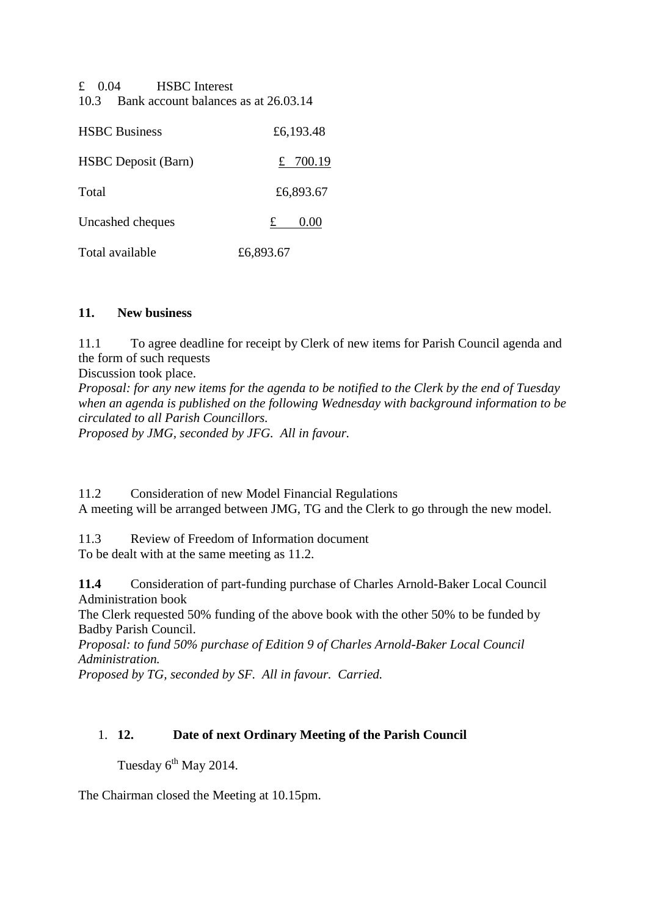£ 0.04 HSBC Interest

10.3 Bank account balances as at 26.03.14

| | |
|---|---|
| HSBC Business | £6,193.48 |
| HSBC Deposit (Barn) | £ 700.19 |
| Total | £6,893.67 |
| Uncashed cheques | £ 0.00 |
| Total available | £6,893.67 |

**11. New business**

11.1 To agree deadline for receipt by Clerk of new items for Parish Council agenda and the form of such requests

Discussion took place.

*Proposal: for any new items for the agenda to be notified to the Clerk by the end of Tuesday when an agenda is published on the following Wednesday with background information to be circulated to all Parish Councillors.*

*Proposed by JMG, seconded by JFG. All in favour.*

11.2 Consideration of new Model Financial Regulations

A meeting will be arranged between JMG, TG and the Clerk to go through the new model.

11.3 Review of Freedom of Information document

To be dealt with at the same meeting as 11.2.

**11.4** Consideration of part-funding purchase of Charles Arnold-Baker Local Council Administration book

The Clerk requested 50% funding of the above book with the other 50% to be funded by Badby Parish Council.

*Proposal: to fund 50% purchase of Edition 9 of Charles Arnold-Baker Local Council Administration.*

*Proposed by TG, seconded by SF. All in favour. Carried.*

1. **12. Date of next Ordinary Meeting of the Parish Council**

   Tuesday 6th May 2014.

The Chairman closed the Meeting at 10.15pm.